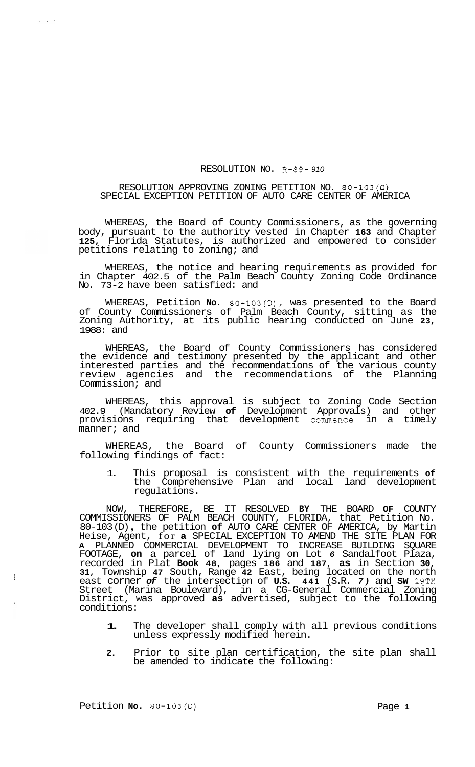RESOLUTION NO. R-89-910

RESOLUTION APPROVING ZONING PETITION NO. 80-103(D)
SPECIAL EXCEPTION PETITION OF AUTO CARE CENTER OF AMERICA

WHEREAS, the Board of County Commissioners, as the governing body, pursuant to the authority vested in Chapter 163 and Chapter 125, Florida Statutes, is authorized and empowered to consider petitions relating to zoning; and

WHEREAS, the notice and hearing requirements as provided for in Chapter 402.5 of the Palm Beach County Zoning Code Ordinance No. 73-2 have been satisfied: and

WHEREAS, Petition No. 80-103(D), was presented to the Board of County Commissioners of Palm Beach County, sitting as the Zoning Authority, at its public hearing conducted on June 23, 1988: and

WHEREAS, the Board of County Commissioners has considered the evidence and testimony presented by the applicant and other interested parties and the recommendations of the various county review agencies and the recommendations of the Planning Commission; and

WHEREAS, this approval is subject to Zoning Code Section 402.9 (Mandatory Review of Development Approvals) and other provisions requiring that development commence in a timely manner; and

WHEREAS, the Board of County Commissioners made the following findings of fact:

1. This proposal is consistent with the requirements of the Comprehensive Plan and local land development regulations.

NOW, THEREFORE, BE IT RESOLVED BY THE BOARD OF COUNTY COMMISSIONERS OF PALM BEACH COUNTY, FLORIDA, that Petition No. 80-103(D), the petition of AUTO CARE CENTER OF AMERICA, by Martin Heise, Agent, for a SPECIAL EXCEPTION TO AMEND THE SITE PLAN FOR A PLANNED COMMERCIAL DEVELOPMENT TO INCREASE BUILDING SQUARE FOOTAGE, on a parcel of land lying on Lot 6 Sandalfoot Plaza, recorded in Plat Book 48, pages 186 and 187, as in Section 30, 31, Township 47 South, Range 42 East, being located on the north east corner of the intersection of U.S. 441 (S.R. 7) and SW 18TH Street (Marina Boulevard), in a CG-General Commercial Zoning District, was approved as advertised, subject to the following conditions:

1. The developer shall comply with all previous conditions unless expressly modified herein.

2. Prior to site plan certification, the site plan shall be amended to indicate the following: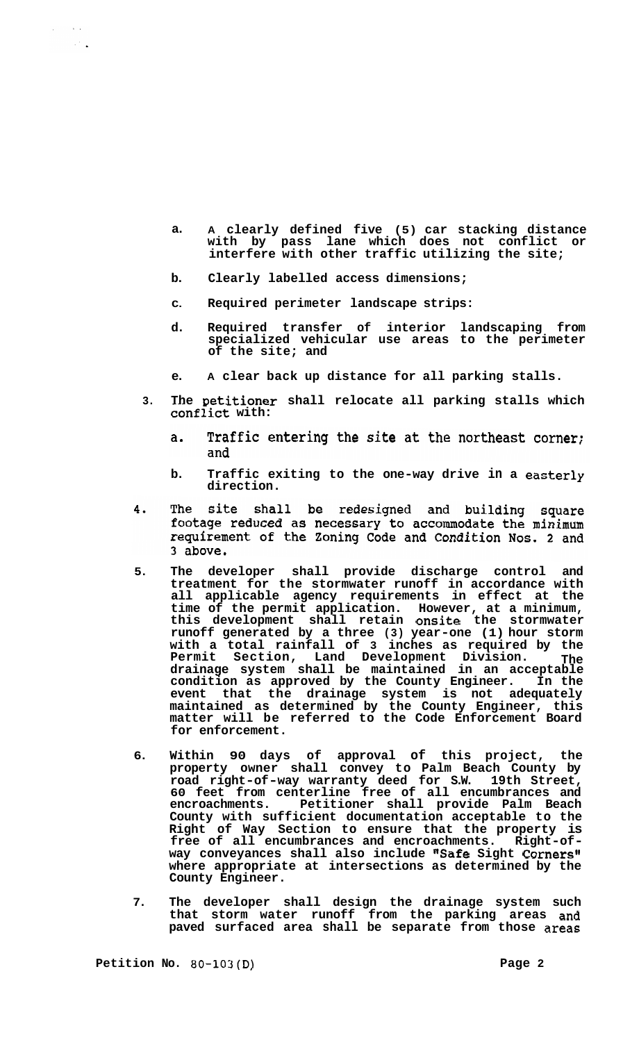a. A clearly defined five (5) car stacking distance with by pass lane which does not conflict or interfere with other traffic utilizing the site;

b. Clearly labelled access dimensions;

c. Required perimeter landscape strips:

d. Required transfer of interior landscaping from specialized vehicular use areas to the perimeter of the site; and

e. A clear back up distance for all parking stalls.

3. The petitioner shall relocate all parking stalls which conflict with:

   a. Traffic entering the site at the northeast corner; and

   b. Traffic exiting to the one-way drive in a easterly direction.

4. The site shall be redesigned and building square footage reduced as necessary to accommodate the minimum requirement of the Zoning Code and Condition Nos. 2 and 3 above.

5. The developer shall provide discharge control and treatment for the stormwater runoff in accordance with all applicable agency requirements in effect at the time of the permit application. However, at a minimum, this development shall retain onsite the stormwater runoff generated by a three (3) year-one (1) hour storm with a total rainfall of 3 inches as required by the Permit Section, Land Development Division. The drainage system shall be maintained in an acceptable condition as approved by the County Engineer. In the event that the drainage system is not adequately maintained as determined by the County Engineer, this matter will be referred to the Code Enforcement Board for enforcement.

6. Within 90 days of approval of this project, the property owner shall convey to Palm Beach County by road right-of-way warranty deed for S.W. 19th Street, 60 feet from centerline free of all encumbrances and encroachments. Petitioner shall provide Palm Beach County with sufficient documentation acceptable to the Right of Way Section to ensure that the property is free of all encumbrances and encroachments. Right-of-way conveyances shall also include "Safe Sight Corners" where appropriate at intersections as determined by the County Engineer.

7. The developer shall design the drainage system such that storm water runoff from the parking areas and paved surfaced area shall be separate from those areas

Petition No. 80-103(D)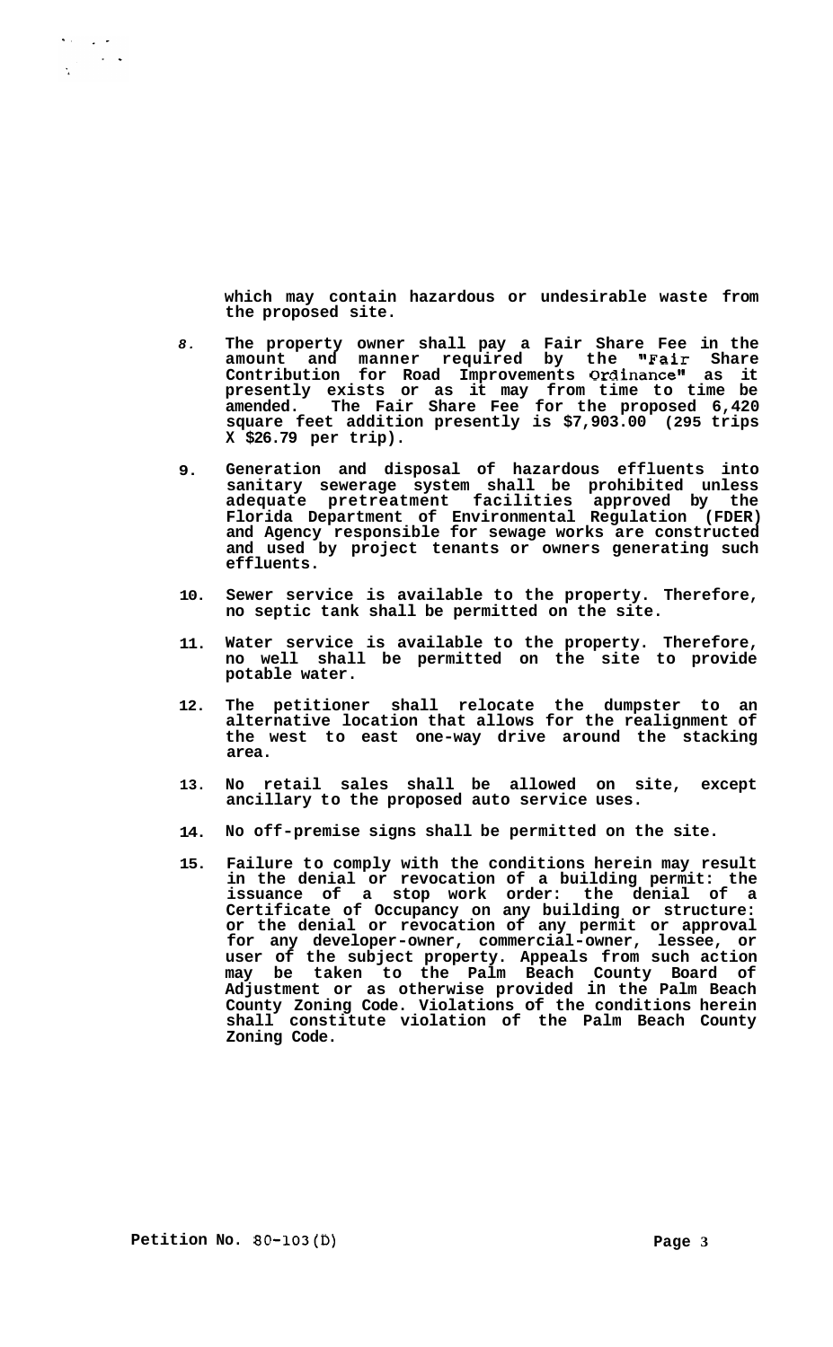which may contain hazardous or undesirable waste from the proposed site.

8. The property owner shall pay a Fair Share Fee in the amount and manner required by the "Fair Share Contribution for Road Improvements Ordinance" as it presently exists or as it may from time to time be amended. The Fair Share Fee for the proposed 6,420 square feet addition presently is $7,903.00 (295 trips X $26.79 per trip).

9. Generation and disposal of hazardous effluents into sanitary sewerage system shall be prohibited unless adequate pretreatment facilities approved by the Florida Department of Environmental Regulation (FDER) and Agency responsible for sewage works are constructed and used by project tenants or owners generating such effluents.

10. Sewer service is available to the property. Therefore, no septic tank shall be permitted on the site.

11. Water service is available to the property. Therefore, no well shall be permitted on the site to provide potable water.

12. The petitioner shall relocate the dumpster to an alternative location that allows for the realignment of the west to east one-way drive around the stacking area.

13. No retail sales shall be allowed on site, except ancillary to the proposed auto service uses.

14. No off-premise signs shall be permitted on the site.

15. Failure to comply with the conditions herein may result in the denial or revocation of a building permit: the issuance of a stop work order: the denial of a Certificate of Occupancy on any building or structure: or the denial or revocation of any permit or approval for any developer-owner, commercial-owner, lessee, or user of the subject property. Appeals from such action may be taken to the Palm Beach County Board of Adjustment or as otherwise provided in the Palm Beach County Zoning Code. Violations of the conditions herein shall constitute violation of the Palm Beach County Zoning Code.

Petition No. 80-103(D)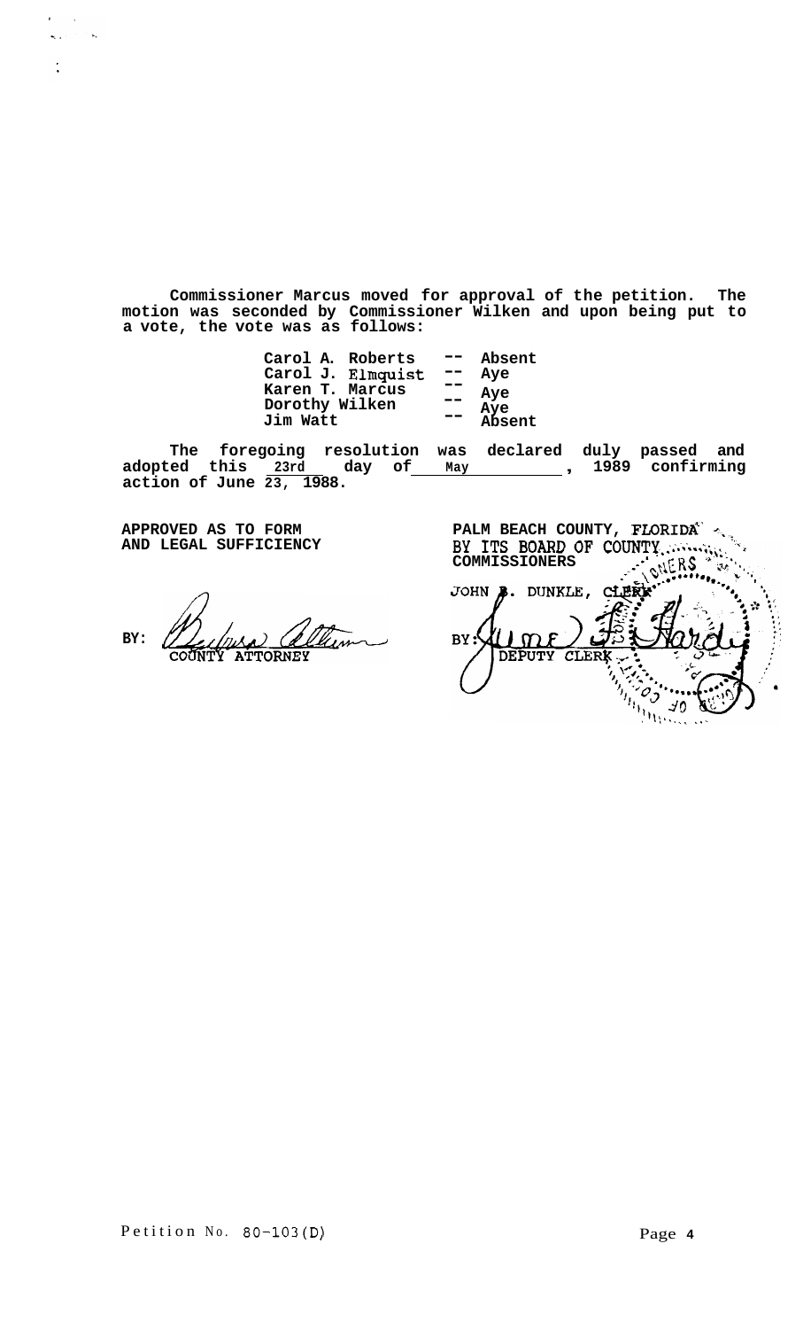Commissioner Marcus moved for approval of the petition. The motion was seconded by Commissioner Wilken and upon being put to a vote, the vote was as follows:

| | | |
|---|---|---|
| Carol A. Roberts | -- | Absent |
| Carol J. Elmquist | -- | Aye |
| Karen T. Marcus | -- | Aye |
| Dorothy Wilken | -- | Aye |
| Jim Watt | -- | Absent |

The foregoing resolution was declared duly passed and adopted this 23rd day of May, 1989 confirming action of June 23, 1988.

APPROVED AS TO FORM
AND LEGAL SUFFICIENCY

BY: COUNTY ATTORNEY

PALM BEACH COUNTY, FLORIDA
BY ITS BOARD OF COUNTY
COMMISSIONERS

JOHN B. DUNKLE, CLERK

BY: DEPUTY CLERK

Petition No. 80-103(D)